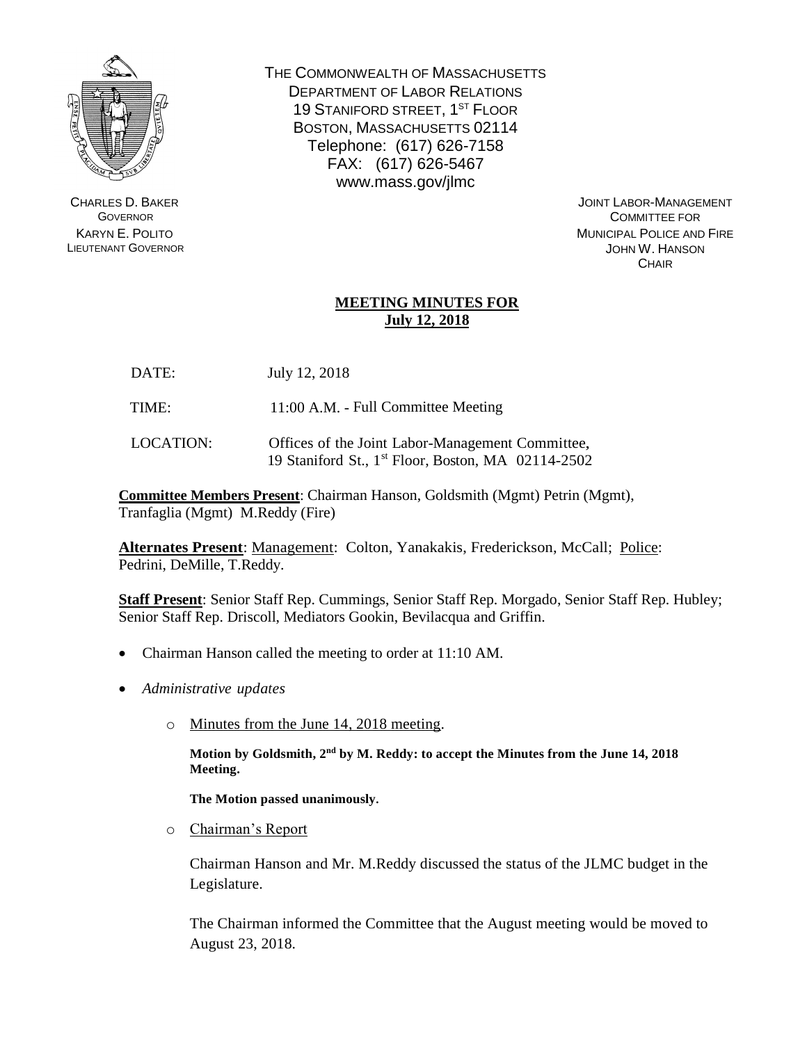CHARLES D. BAKER
GOVERNOR
KARYN E. POLITO
LIEUTENANT GOVERNOR

THE COMMONWEALTH OF MASSACHUSETTS
DEPARTMENT OF LABOR RELATIONS
19 STANIFORD STREET, 1ST FLOOR
BOSTON, MASSACHUSETTS 02114
Telephone: (617) 626-7158
FAX: (617) 626-5467
www.mass.gov/jlmc

JOINT LABOR-MANAGEMENT
COMMITTEE FOR
MUNICIPAL POLICE AND FIRE
JOHN W. HANSON
CHAIR

## MEETING MINUTES FOR July 12, 2018

| | |
|---|---|
| DATE: | July 12, 2018 |
| TIME: | 11:00 A.M. - Full Committee Meeting |
| LOCATION: | Offices of the Joint Labor-Management Committee, 19 Staniford St., 1st Floor, Boston, MA 02114-2502 |

**Committee Members Present**: Chairman Hanson, Goldsmith (Mgmt) Petrin (Mgmt), Tranfaglia (Mgmt) M.Reddy (Fire)

**Alternates Present**: Management: Colton, Yanakakis, Frederickson, McCall; Police: Pedrini, DeMille, T.Reddy.

**Staff Present**: Senior Staff Rep. Cummings, Senior Staff Rep. Morgado, Senior Staff Rep. Hubley; Senior Staff Rep. Driscoll, Mediators Gookin, Bevilacqua and Griffin.

- Chairman Hanson called the meeting to order at 11:10 AM.
- *Administrative updates*
  - Minutes from the June 14, 2018 meeting.

    **Motion by Goldsmith, 2nd by M. Reddy: to accept the Minutes from the June 14, 2018 Meeting.**

    **The Motion passed unanimously.**

  - Chairman's Report

    Chairman Hanson and Mr. M.Reddy discussed the status of the JLMC budget in the Legislature.

    The Chairman informed the Committee that the August meeting would be moved to August 23, 2018.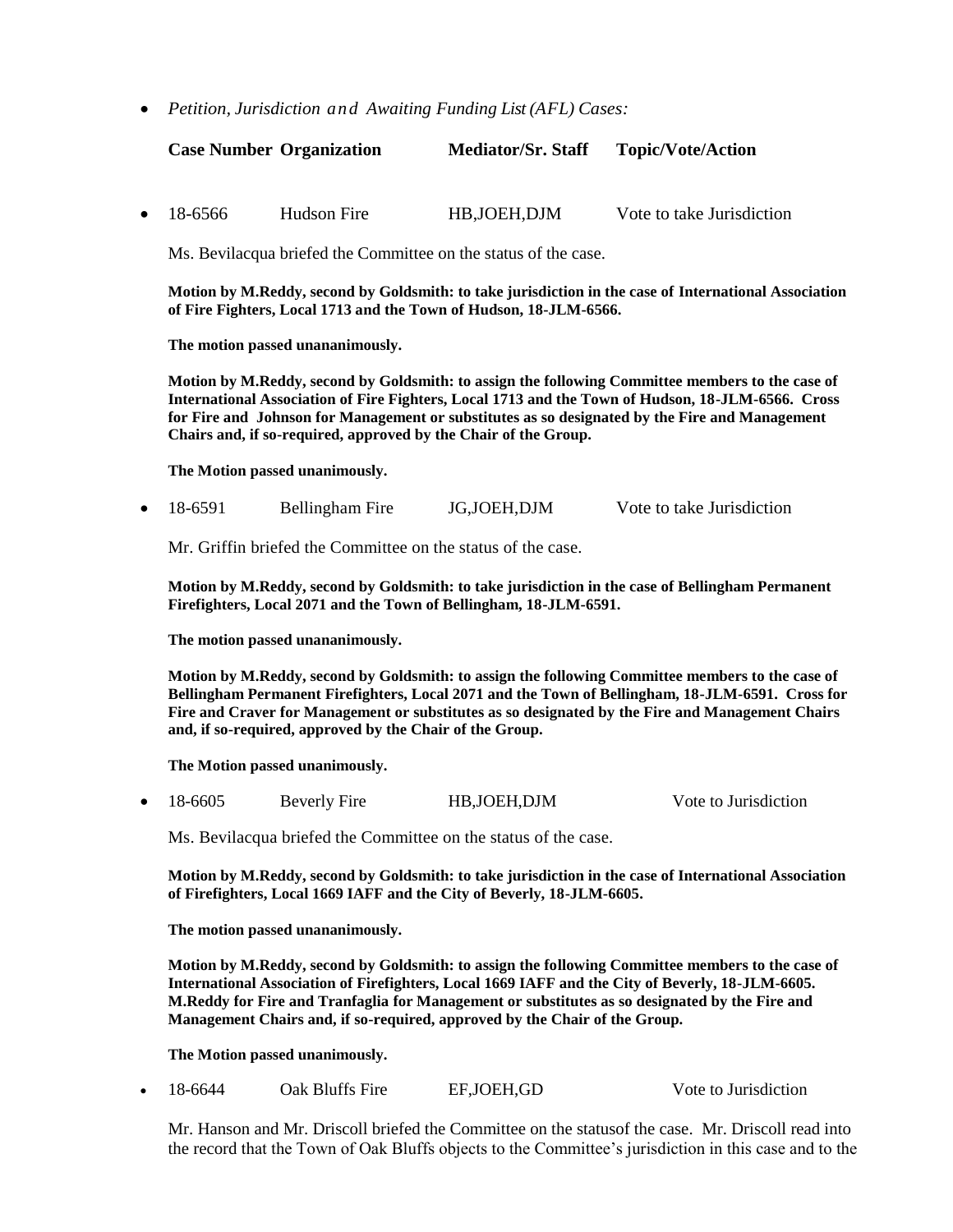- *Petition, Jurisdiction and Awaiting Funding List (AFL) Cases:*

| Case Number | Organization | Mediator/Sr. Staff | Topic/Vote/Action |
|---|---|---|---|

- 18-6566 Hudson Fire HB,JOEH,DJM Vote to take Jurisdiction

Ms. Bevilacqua briefed the Committee on the status of the case.

**Motion by M.Reddy, second by Goldsmith: to take jurisdiction in the case of International Association of Fire Fighters, Local 1713 and the Town of Hudson, 18-JLM-6566.**

**The motion passed unananimously.**

**Motion by M.Reddy, second by Goldsmith: to assign the following Committee members to the case of International Association of Fire Fighters, Local 1713 and the Town of Hudson, 18-JLM-6566. Cross for Fire and Johnson for Management or substitutes as so designated by the Fire and Management Chairs and, if so-required, approved by the Chair of the Group.**

**The Motion passed unanimously.**

- 18-6591 Bellingham Fire JG,JOEH,DJM Vote to take Jurisdiction

Mr. Griffin briefed the Committee on the status of the case.

**Motion by M.Reddy, second by Goldsmith: to take jurisdiction in the case of Bellingham Permanent Firefighters, Local 2071 and the Town of Bellingham, 18-JLM-6591.**

**The motion passed unananimously.**

**Motion by M.Reddy, second by Goldsmith: to assign the following Committee members to the case of Bellingham Permanent Firefighters, Local 2071 and the Town of Bellingham, 18-JLM-6591. Cross for Fire and Craver for Management or substitutes as so designated by the Fire and Management Chairs and, if so-required, approved by the Chair of the Group.**

**The Motion passed unanimously.**

- 18-6605 Beverly Fire HB,JOEH,DJM Vote to Jurisdiction

Ms. Bevilacqua briefed the Committee on the status of the case.

**Motion by M.Reddy, second by Goldsmith: to take jurisdiction in the case of International Association of Firefighters, Local 1669 IAFF and the City of Beverly, 18-JLM-6605.**

**The motion passed unananimously.**

**Motion by M.Reddy, second by Goldsmith: to assign the following Committee members to the case of International Association of Firefighters, Local 1669 IAFF and the City of Beverly, 18-JLM-6605. M.Reddy for Fire and Tranfaglia for Management or substitutes as so designated by the Fire and Management Chairs and, if so-required, approved by the Chair of the Group.**

**The Motion passed unanimously.**

- 18-6644 Oak Bluffs Fire EF,JOEH,GD Vote to Jurisdiction

Mr. Hanson and Mr. Driscoll briefed the Committee on the statusof the case. Mr. Driscoll read into the record that the Town of Oak Bluffs objects to the Committee's jurisdiction in this case and to the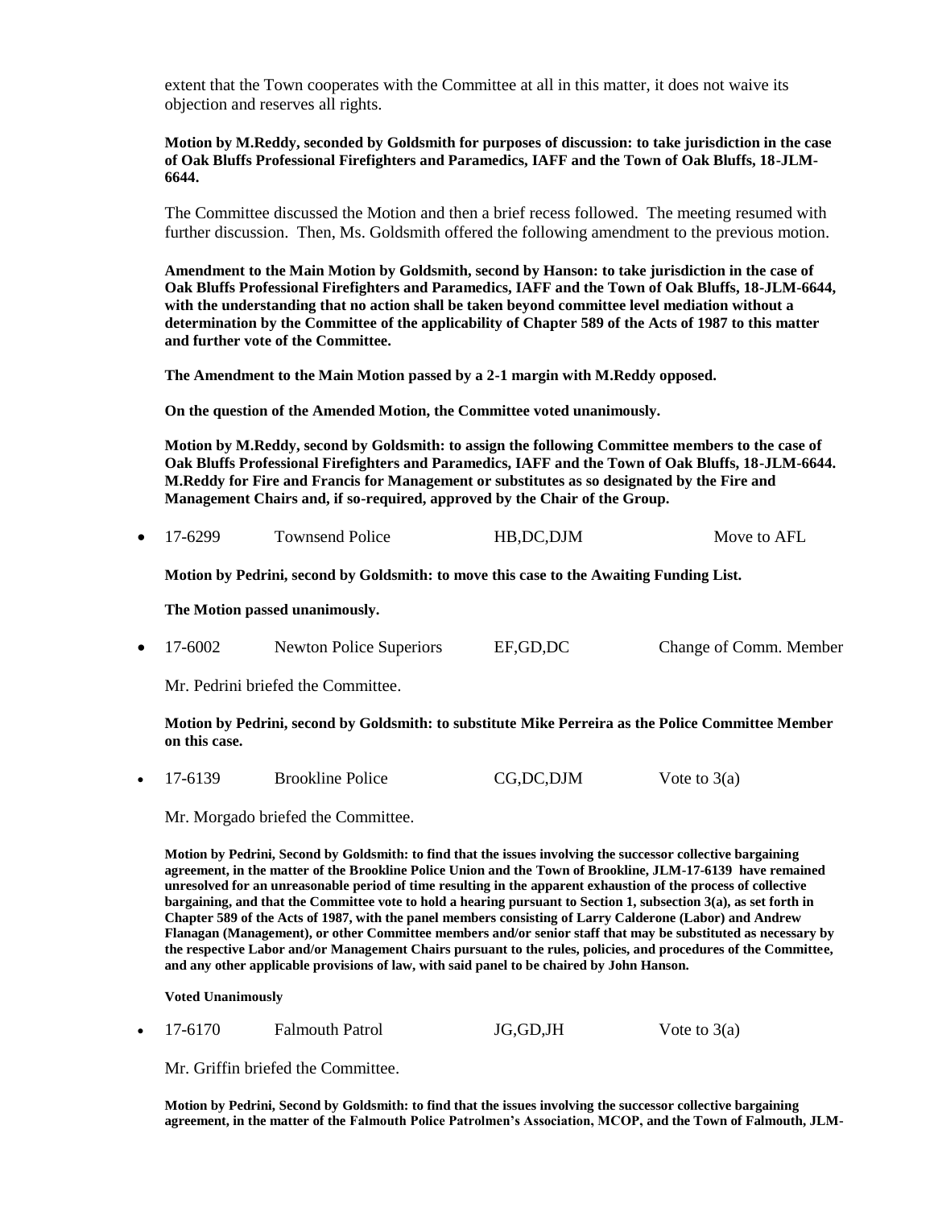extent that the Town cooperates with the Committee at all in this matter, it does not waive its objection and reserves all rights.

**Motion by M.Reddy, seconded by Goldsmith for purposes of discussion: to take jurisdiction in the case of Oak Bluffs Professional Firefighters and Paramedics, IAFF and the Town of Oak Bluffs, 18-JLM-6644.**

The Committee discussed the Motion and then a brief recess followed. The meeting resumed with further discussion. Then, Ms. Goldsmith offered the following amendment to the previous motion.

**Amendment to the Main Motion by Goldsmith, second by Hanson: to take jurisdiction in the case of Oak Bluffs Professional Firefighters and Paramedics, IAFF and the Town of Oak Bluffs, 18-JLM-6644, with the understanding that no action shall be taken beyond committee level mediation without a determination by the Committee of the applicability of Chapter 589 of the Acts of 1987 to this matter and further vote of the Committee.**

**The Amendment to the Main Motion passed by a 2-1 margin with M.Reddy opposed.**

**On the question of the Amended Motion, the Committee voted unanimously.**

**Motion by M.Reddy, second by Goldsmith: to assign the following Committee members to the case of Oak Bluffs Professional Firefighters and Paramedics, IAFF and the Town of Oak Bluffs, 18-JLM-6644. M.Reddy for Fire and Francis for Management or substitutes as so designated by the Fire and Management Chairs and, if so-required, approved by the Chair of the Group.**

- 17-6299 Townsend Police HB,DC,DJM Move to AFL

**Motion by Pedrini, second by Goldsmith: to move this case to the Awaiting Funding List.**

**The Motion passed unanimously.**

- 17-6002 Newton Police Superiors EF,GD,DC Change of Comm. Member

Mr. Pedrini briefed the Committee.

**Motion by Pedrini, second by Goldsmith: to substitute Mike Perreira as the Police Committee Member on this case.**

- 17-6139 Brookline Police CG,DC,DJM Vote to 3(a)

Mr. Morgado briefed the Committee.

**Motion by Pedrini, Second by Goldsmith: to find that the issues involving the successor collective bargaining agreement, in the matter of the Brookline Police Union and the Town of Brookline, JLM-17-6139 have remained unresolved for an unreasonable period of time resulting in the apparent exhaustion of the process of collective bargaining, and that the Committee vote to hold a hearing pursuant to Section 1, subsection 3(a), as set forth in Chapter 589 of the Acts of 1987, with the panel members consisting of Larry Calderone (Labor) and Andrew Flanagan (Management), or other Committee members and/or senior staff that may be substituted as necessary by the respective Labor and/or Management Chairs pursuant to the rules, policies, and procedures of the Committee, and any other applicable provisions of law, with said panel to be chaired by John Hanson.**

**Voted Unanimously**

- 17-6170 Falmouth Patrol JG,GD,JH Vote to 3(a)

Mr. Griffin briefed the Committee.

**Motion by Pedrini, Second by Goldsmith: to find that the issues involving the successor collective bargaining agreement, in the matter of the Falmouth Police Patrolmen's Association, MCOP, and the Town of Falmouth, JLM-**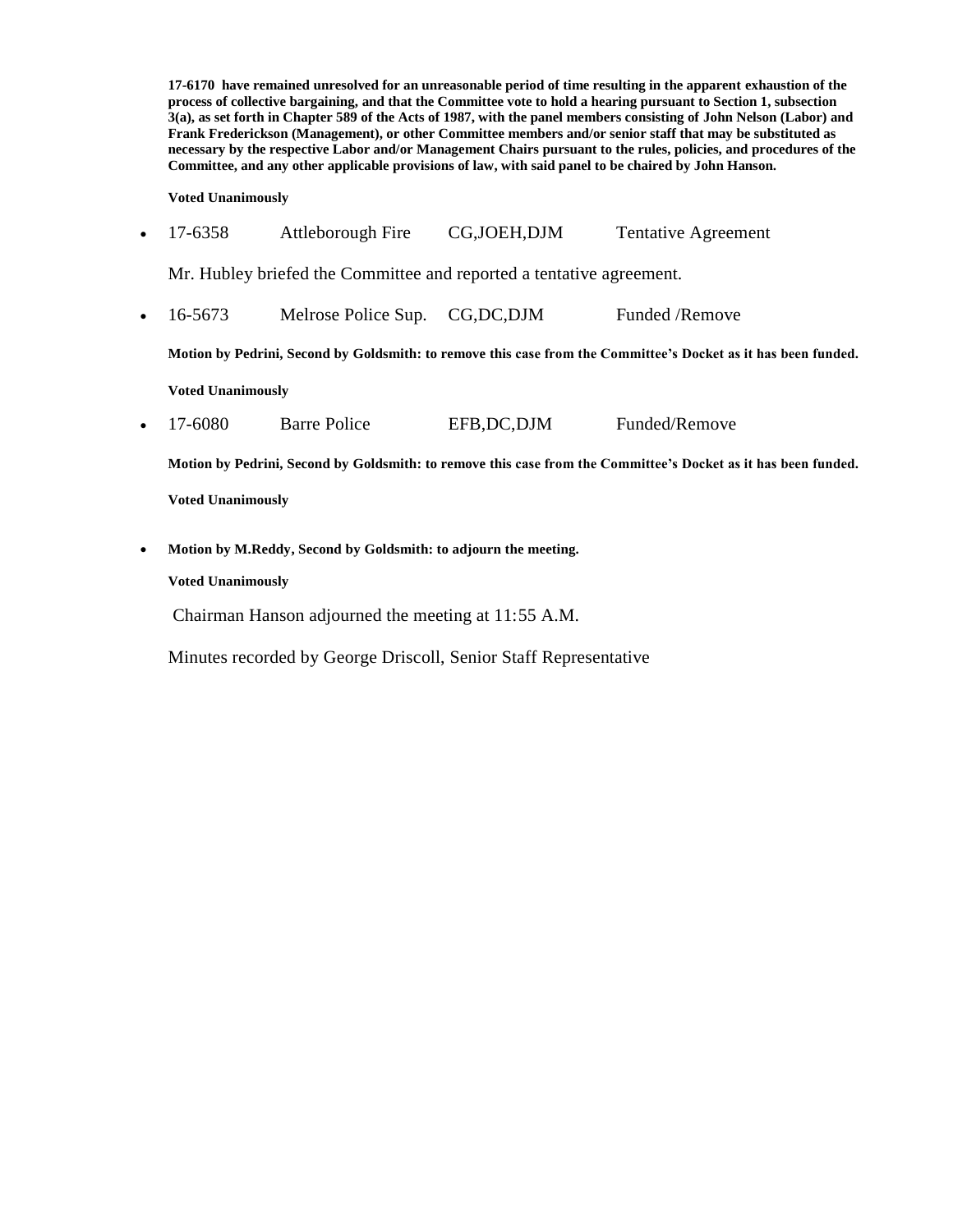**17-6170 have remained unresolved for an unreasonable period of time resulting in the apparent exhaustion of the process of collective bargaining, and that the Committee vote to hold a hearing pursuant to Section 1, subsection 3(a), as set forth in Chapter 589 of the Acts of 1987, with the panel members consisting of John Nelson (Labor) and Frank Frederickson (Management), or other Committee members and/or senior staff that may be substituted as necessary by the respective Labor and/or Management Chairs pursuant to the rules, policies, and procedures of the Committee, and any other applicable provisions of law, with said panel to be chaired by John Hanson.**

**Voted Unanimously**

- 17-6358 Attleborough Fire CG,JOEH,DJM Tentative Agreement

  Mr. Hubley briefed the Committee and reported a tentative agreement.

- 16-5673 Melrose Police Sup. CG,DC,DJM Funded /Remove

  **Motion by Pedrini, Second by Goldsmith: to remove this case from the Committee's Docket as it has been funded.**

  **Voted Unanimously**

- 17-6080 Barre Police EFB,DC,DJM Funded/Remove

  **Motion by Pedrini, Second by Goldsmith: to remove this case from the Committee's Docket as it has been funded.**

  **Voted Unanimously**

- **Motion by M.Reddy, Second by Goldsmith: to adjourn the meeting.**

  **Voted Unanimously**

  Chairman Hanson adjourned the meeting at 11:55 A.M.

  Minutes recorded by George Driscoll, Senior Staff Representative